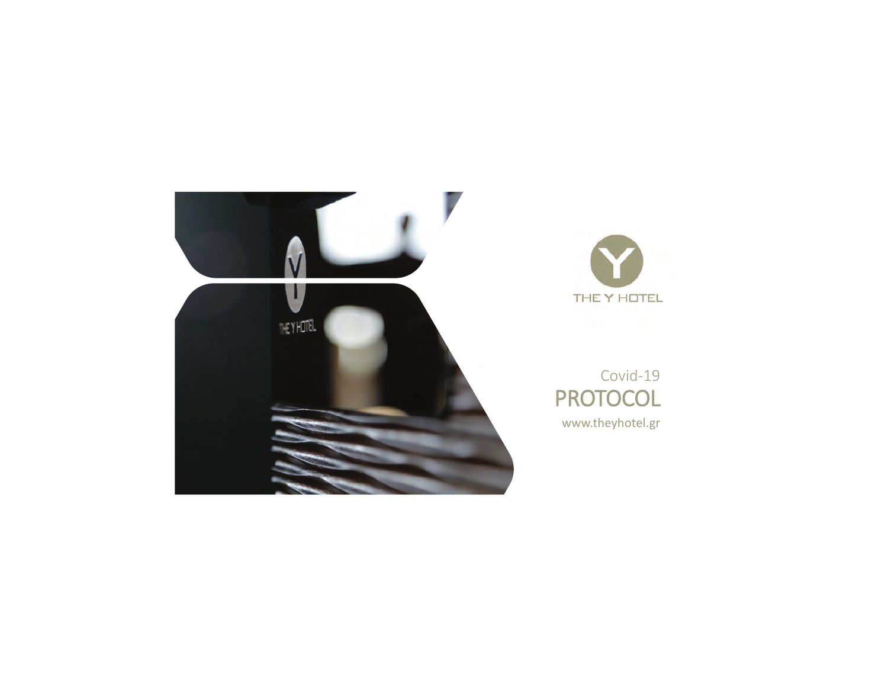THE Y HOTEL

Covid-19

# PROTOCOL

www.theyhotel.gr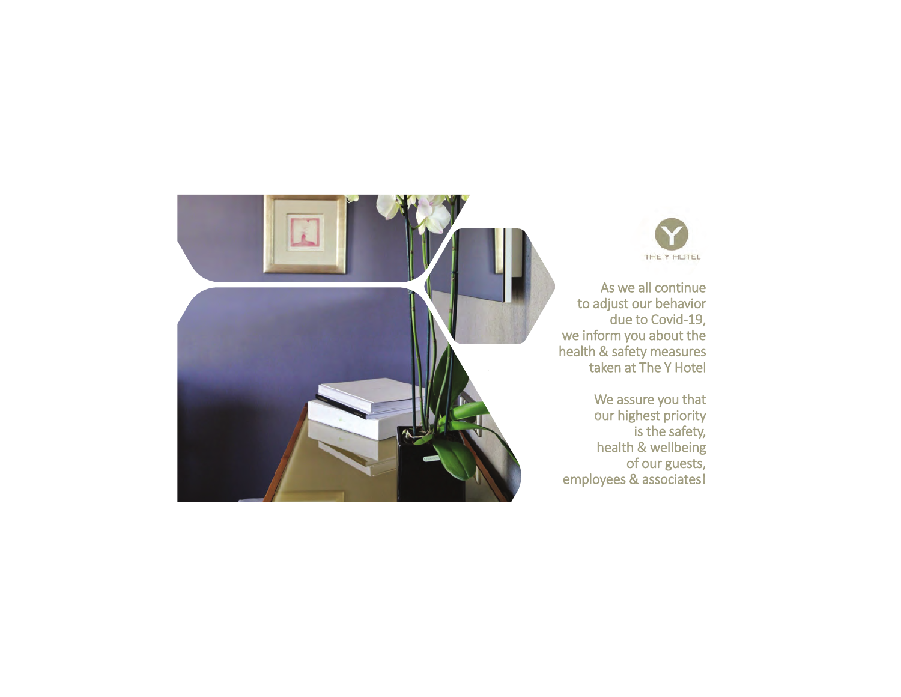THE Y HOTEL

As we all continue
to adjust our behavior
due to Covid-19,
we inform you about the
health & safety measures
taken at The Y Hotel

We assure you that
our highest priority
is the safety,
health & wellbeing
of our guests,
employees & associates!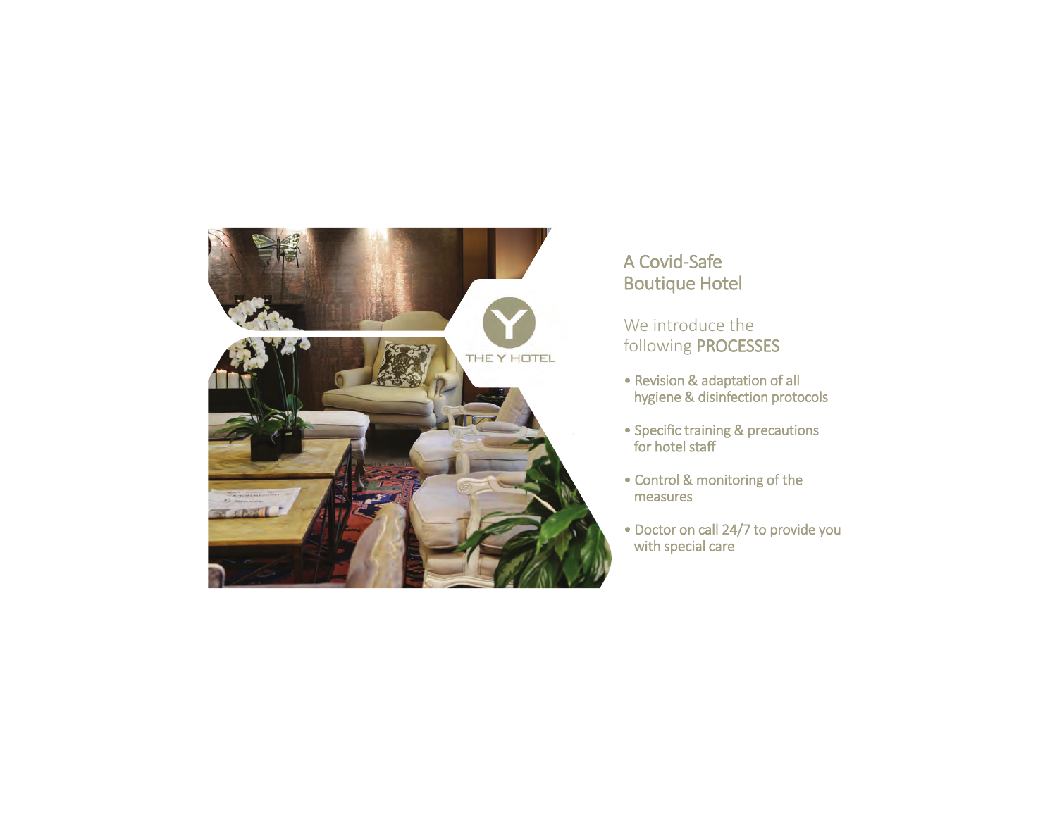## A Covid-Safe Boutique Hotel

We introduce the following **PROCESSES**

- Revision & adaptation of all hygiene & disinfection protocols
- Specific training & precautions for hotel staff
- Control & monitoring of the measures
- Doctor on call 24/7 to provide you with special care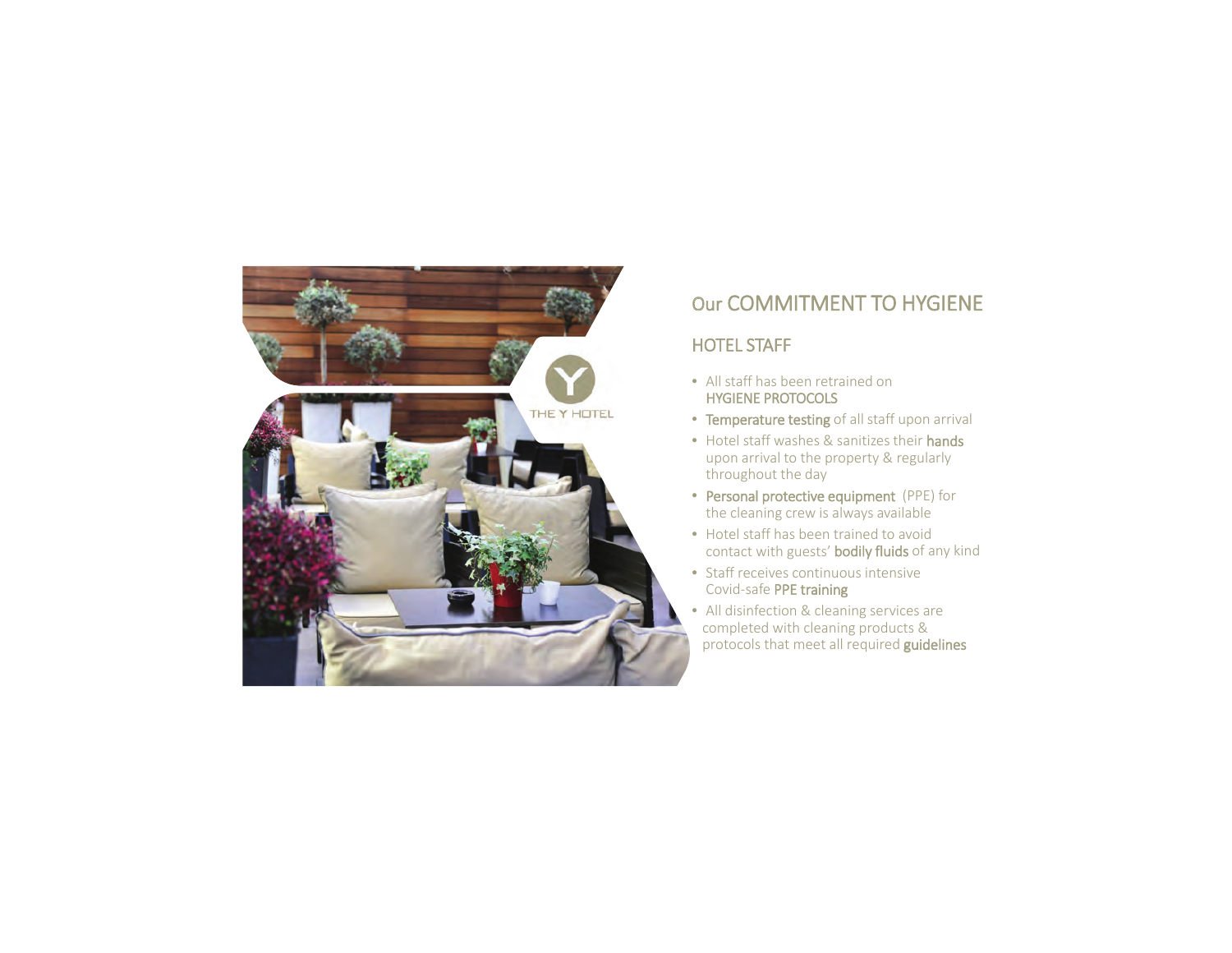# Our COMMITMENT TO HYGIENE

## HOTEL STAFF

- All staff has been retrained on **HYGIENE PROTOCOLS**
- **Temperature testing** of all staff upon arrival
- Hotel staff washes & sanitizes their **hands** upon arrival to the property & regularly throughout the day
- **Personal protective equipment** (PPE) for the cleaning crew is always available
- Hotel staff has been trained to avoid contact with guests' **bodily fluids** of any kind
- Staff receives continuous intensive Covid-safe **PPE training**
- All disinfection & cleaning services are completed with cleaning products & protocols that meet all required **guidelines**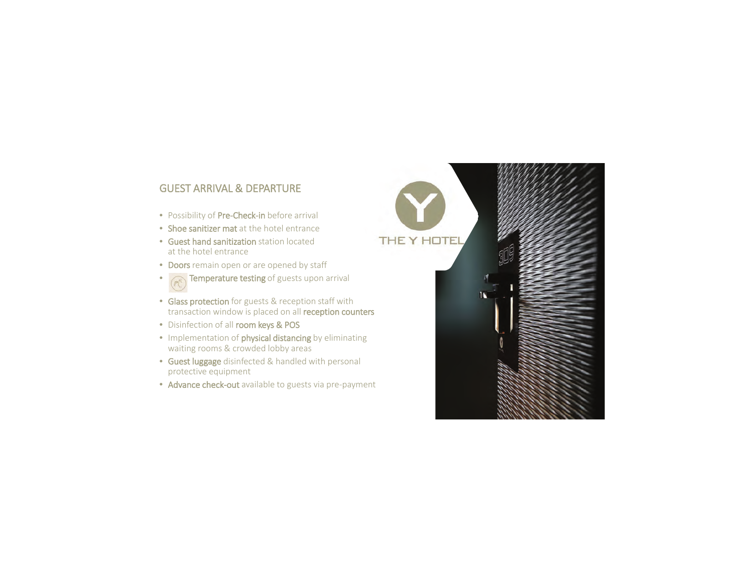## GUEST ARRIVAL & DEPARTURE

- Possibility of **Pre-Check-in** before arrival
- **Shoe sanitizer mat** at the hotel entrance
- **Guest hand sanitization** station located at the hotel entrance
- **Doors** remain open or are opened by staff
- **Temperature testing** of guests upon arrival
- **Glass protection** for guests & reception staff with transaction window is placed on all **reception counters**
- Disinfection of all **room keys & POS**
- Implementation of **physical distancing** by eliminating waiting rooms & crowded lobby areas
- **Guest luggage** disinfected & handled with personal protective equipment
- **Advance check-out** available to guests via pre-payment

THE Y HOTEL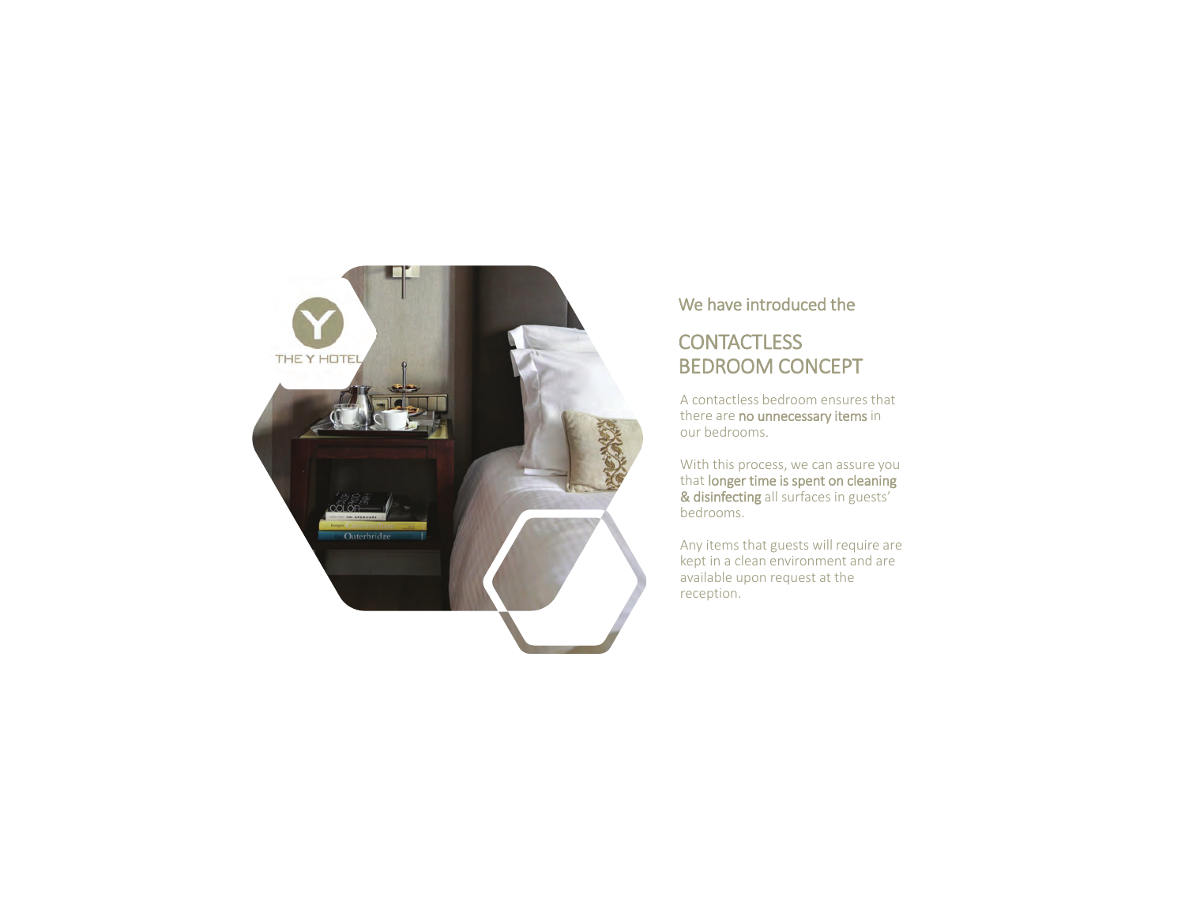We have introduced the

# CONTACTLESS BEDROOM CONCEPT

A contactless bedroom ensures that there are **no unnecessary items** in our bedrooms.

With this process, we can assure you that **longer time is spent on cleaning & disinfecting** all surfaces in guests' bedrooms.

Any items that guests will require are kept in a clean environment and are available upon request at the reception.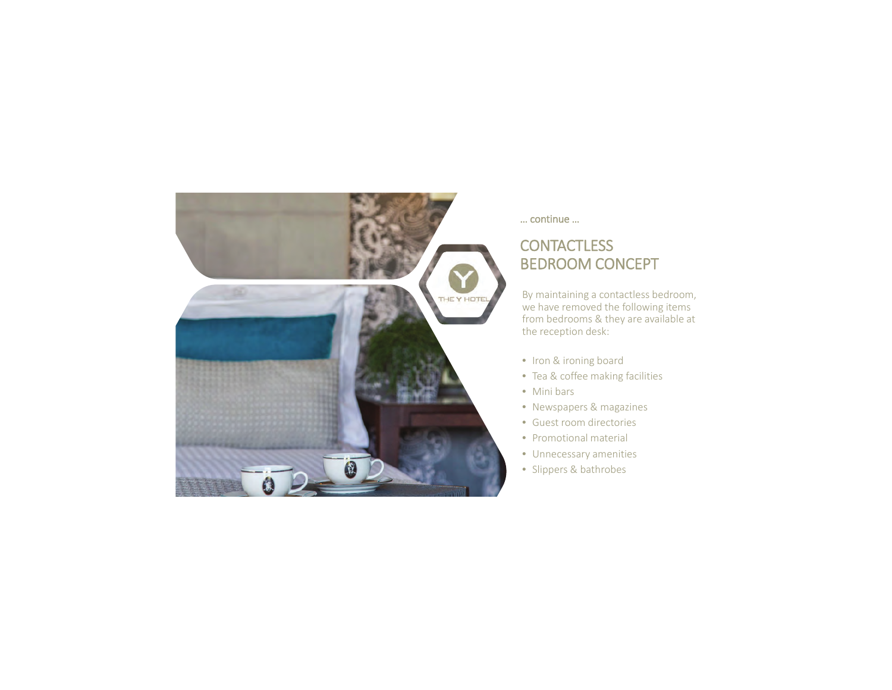... continue ...

## CONTACTLESS BEDROOM CONCEPT

By maintaining a contactless bedroom, we have removed the following items from bedrooms & they are available at the reception desk:

- Iron & ironing board
- Tea & coffee making facilities
- Mini bars
- Newspapers & magazines
- Guest room directories
- Promotional material
- Unnecessary amenities
- Slippers & bathrobes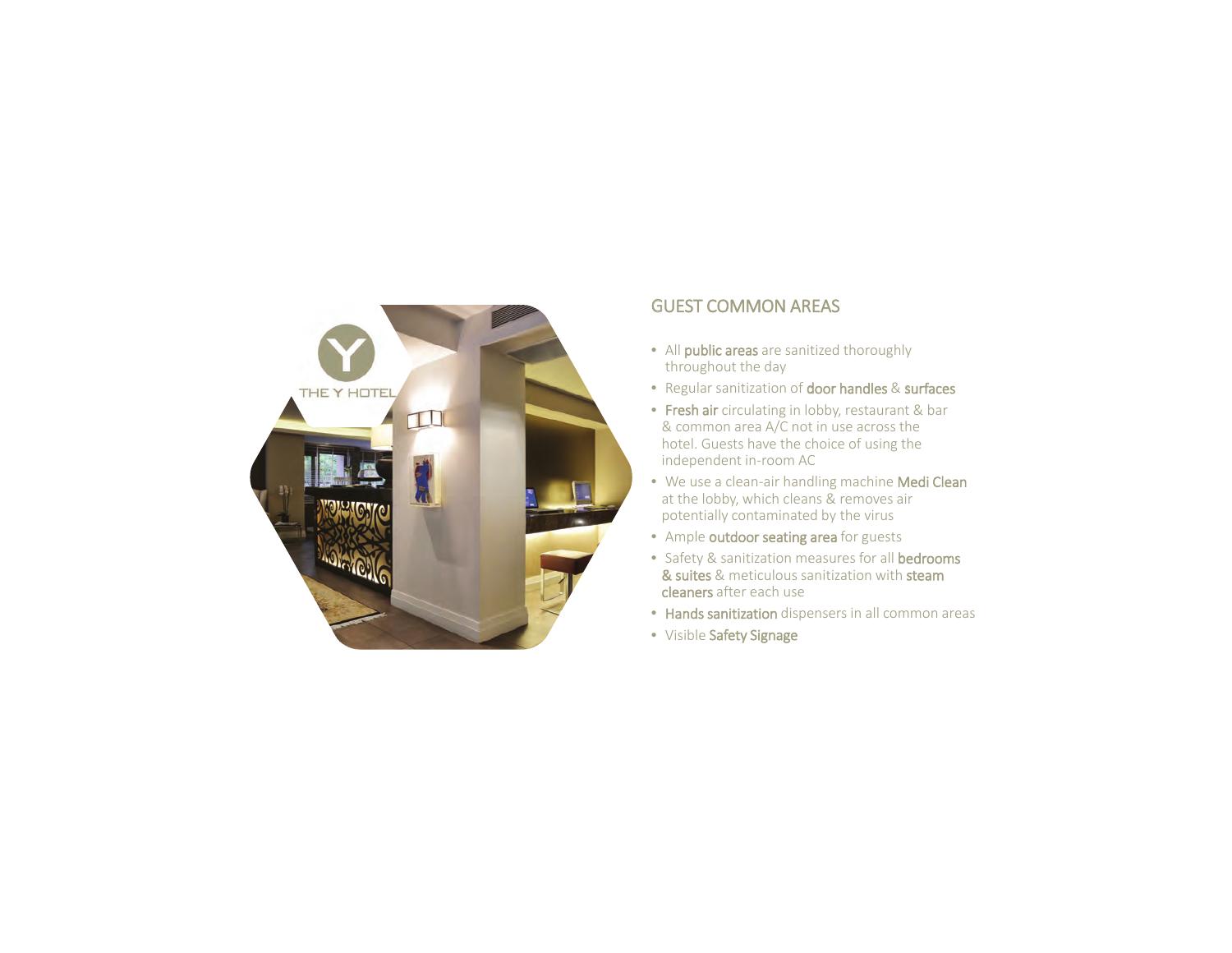## GUEST COMMON AREAS

- All **public areas** are sanitized thoroughly throughout the day
- Regular sanitization of **door handles** & **surfaces**
- **Fresh air** circulating in lobby, restaurant & bar & common area A/C not in use across the hotel. Guests have the choice of using the independent in-room AC
- We use a clean-air handling machine **Medi Clean** at the lobby, which cleans & removes air potentially contaminated by the virus
- Ample **outdoor seating area** for guests
- Safety & sanitization measures for all **bedrooms & suites** & meticulous sanitization with **steam cleaners** after each use
- **Hands sanitization** dispensers in all common areas
- Visible **Safety Signage**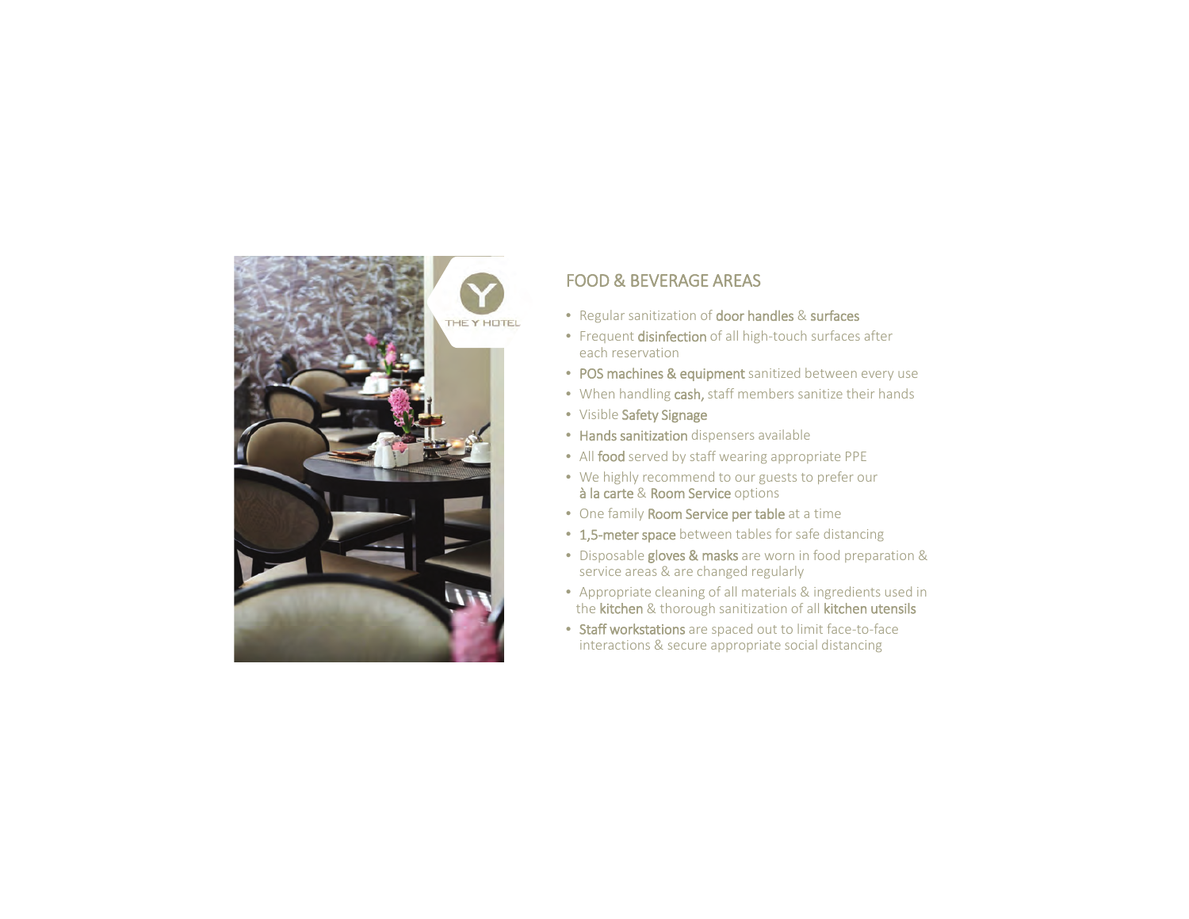## FOOD & BEVERAGE AREAS

- Regular sanitization of **door handles** & **surfaces**
- Frequent **disinfection** of all high-touch surfaces after each reservation
- **POS machines & equipment** sanitized between every use
- When handling **cash,** staff members sanitize their hands
- Visible **Safety Signage**
- **Hands sanitization** dispensers available
- All **food** served by staff wearing appropriate PPE
- We highly recommend to our guests to prefer our **à la carte** & **Room Service** options
- One family **Room Service per table** at a time
- **1,5-meter space** between tables for safe distancing
- Disposable **gloves & masks** are worn in food preparation & service areas & are changed regularly
- Appropriate cleaning of all materials & ingredients used in the **kitchen** & thorough sanitization of all **kitchen utensils**
- **Staff workstations** are spaced out to limit face-to-face interactions & secure appropriate social distancing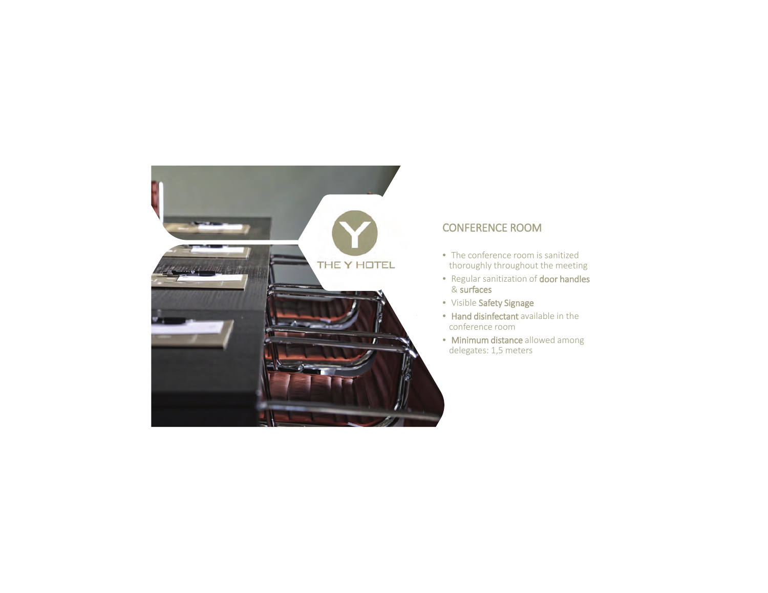## CONFERENCE ROOM

- The conference room is sanitized thoroughly throughout the meeting
- Regular sanitization of **door handles** & **surfaces**
- Visible **Safety Signage**
- **Hand disinfectant** available in the conference room
- **Minimum distance** allowed among delegates: 1,5 meters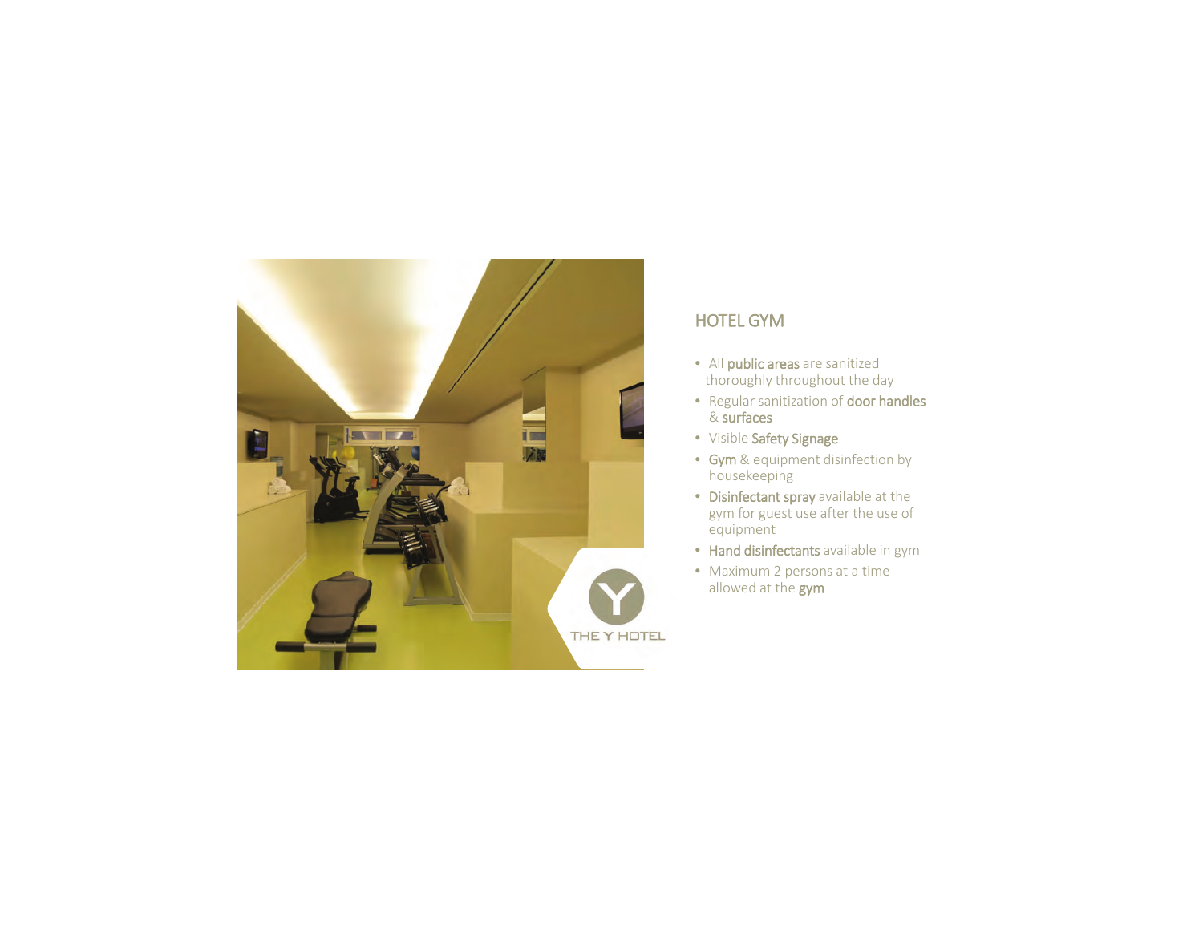## HOTEL GYM

- All **public areas** are sanitized thoroughly throughout the day
- Regular sanitization of **door handles** & **surfaces**
- Visible **Safety Signage**
- **Gym** & equipment disinfection by housekeeping
- **Disinfectant spray** available at the gym for guest use after the use of equipment
- **Hand disinfectants** available in gym
- Maximum 2 persons at a time allowed at the **gym**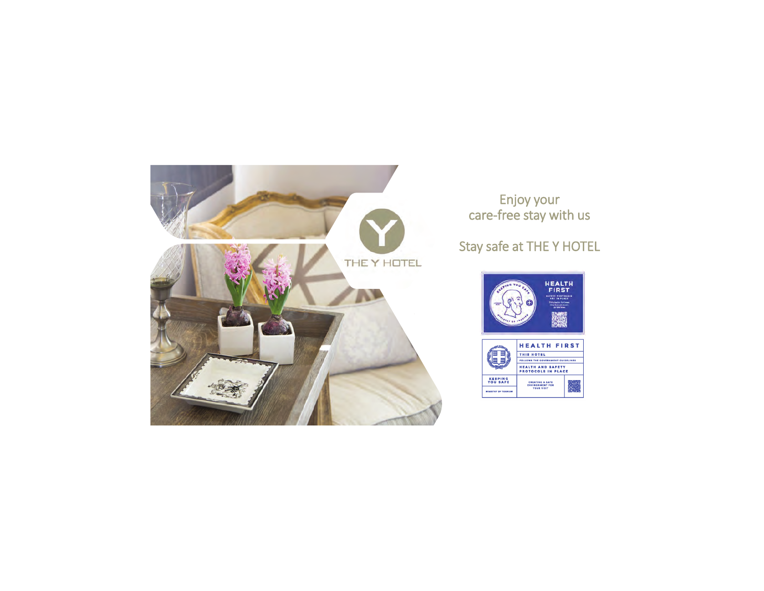Enjoy your
care-free stay with us

Stay safe at THE Y HOTEL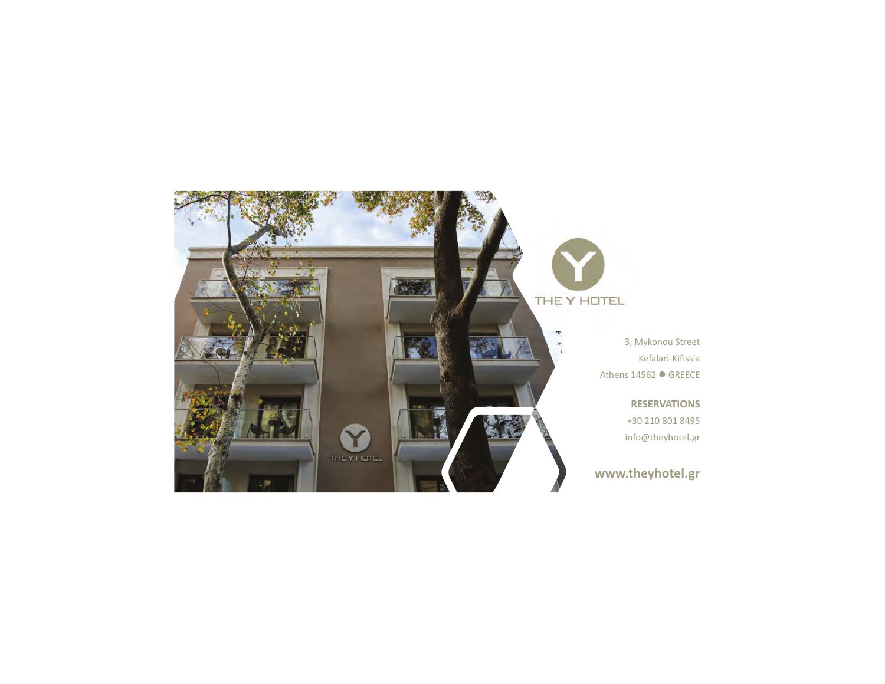THE Y HOTEL

3, Mykonou Street
Kefalari-Kifissia
Athens 14562 ● GREECE

**RESERVATIONS**
+30 210 801 8495
info@theyhotel.gr

**www.theyhotel.gr**